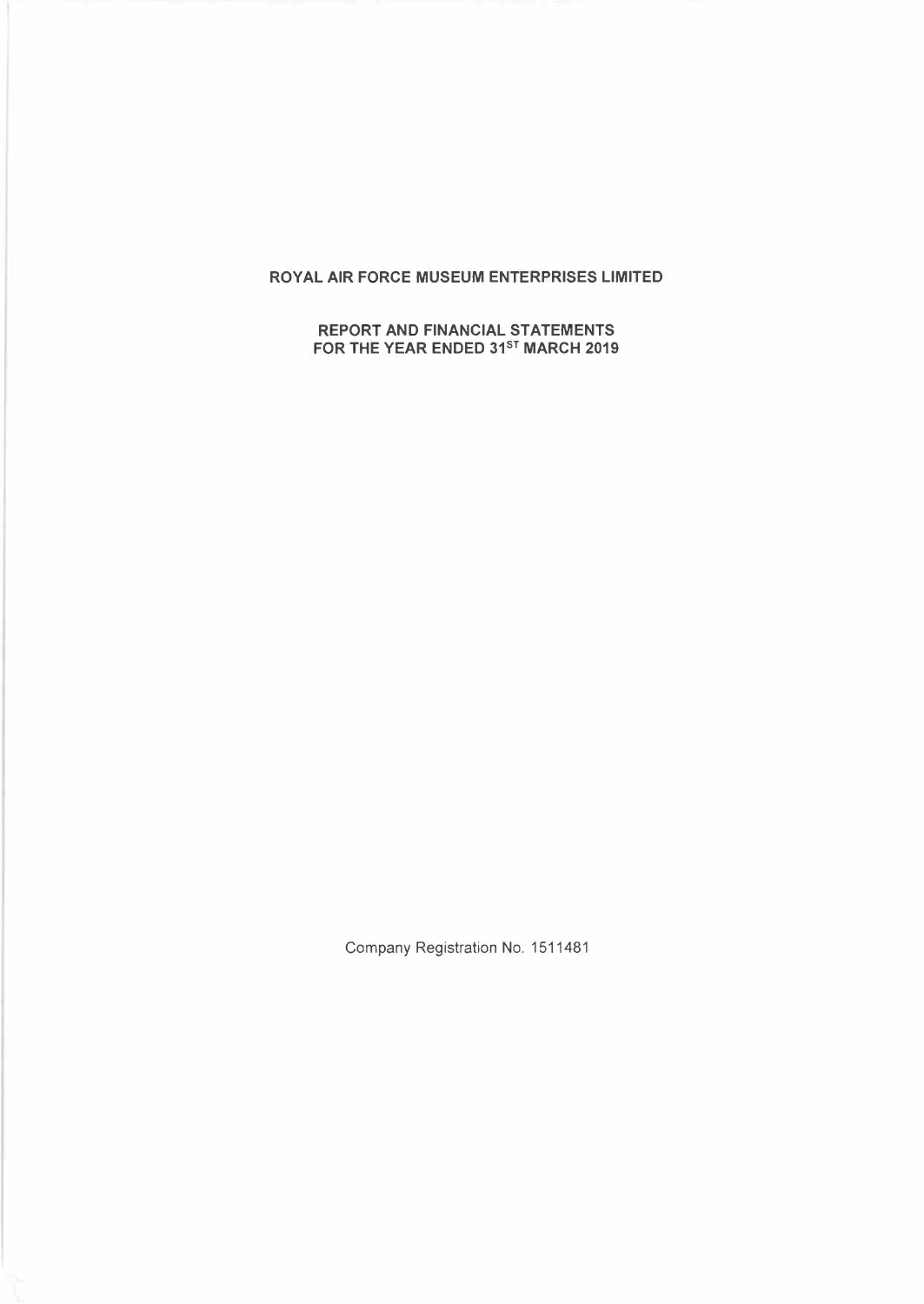# ROYAL AIR FORCE MUSEUM ENTERPRISES LIMITED

## REPORT AND FINANCIAL STATEMENTS FOR THE YEAR ENDED 31ST MARCH 2019

Company Registration No. 1511481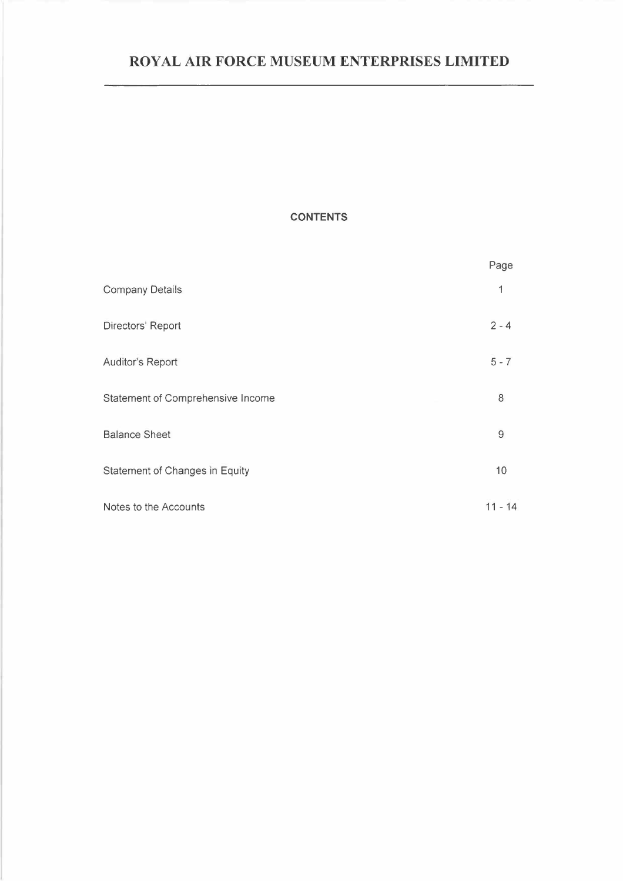# ROYAL AIR FORCE MUSEUM ENTERPRISES LIMITED

## CONTENTS

| | Page |
|---|---|
| Company Details | 1 |
| Directors' Report | 2 - 4 |
| Auditor's Report | 5 - 7 |
| Statement of Comprehensive Income | 8 |
| Balance Sheet | 9 |
| Statement of Changes in Equity | 10 |
| Notes to the Accounts | 11 - 14 |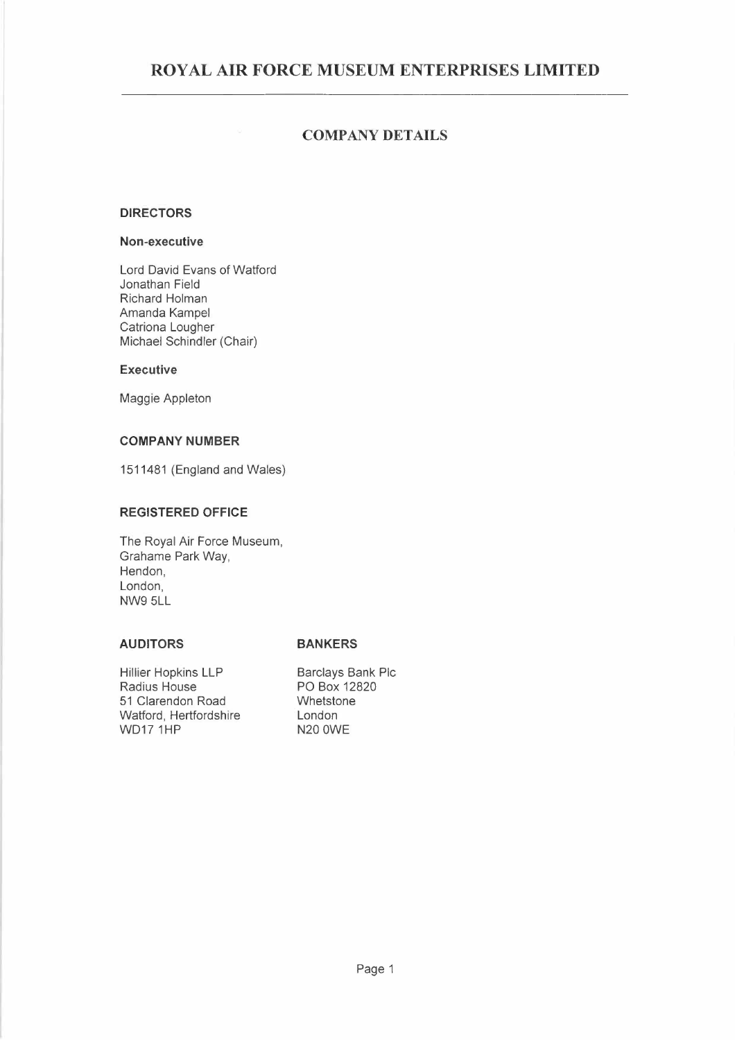# ROYAL AIR FORCE MUSEUM ENTERPRISES LIMITED

## COMPANY DETAILS

### DIRECTORS

#### Non-executive

Lord David Evans of Watford
Jonathan Field
Richard Holman
Amanda Kampel
Catriona Lougher
Michael Schindler (Chair)

#### Executive

Maggie Appleton

### COMPANY NUMBER

1511481 (England and Wales)

### REGISTERED OFFICE

The Royal Air Force Museum,
Grahame Park Way,
Hendon,
London,
NW9 5LL

### AUDITORS

Hillier Hopkins LLP
Radius House
51 Clarendon Road
Watford, Hertfordshire
WD17 1HP

### BANKERS

Barclays Bank Plc
PO Box 12820
Whetstone
London
N20 0WE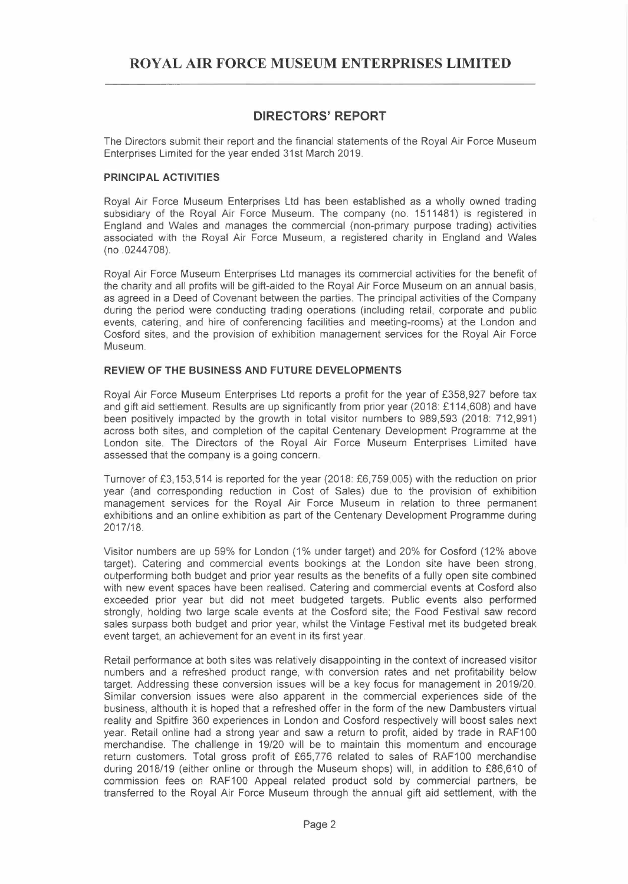# ROYAL AIR FORCE MUSEUM ENTERPRISES LIMITED

## DIRECTORS' REPORT

The Directors submit their report and the financial statements of the Royal Air Force Museum Enterprises Limited for the year ended 31st March 2019.

### PRINCIPAL ACTIVITIES

Royal Air Force Museum Enterprises Ltd has been established as a wholly owned trading subsidiary of the Royal Air Force Museum. The company (no. 1511481) is registered in England and Wales and manages the commercial (non-primary purpose trading) activities associated with the Royal Air Force Museum, a registered charity in England and Wales (no .0244708).

Royal Air Force Museum Enterprises Ltd manages its commercial activities for the benefit of the charity and all profits will be gift-aided to the Royal Air Force Museum on an annual basis, as agreed in a Deed of Covenant between the parties. The principal activities of the Company during the period were conducting trading operations (including retail, corporate and public events, catering, and hire of conferencing facilities and meeting-rooms) at the London and Cosford sites, and the provision of exhibition management services for the Royal Air Force Museum.

### REVIEW OF THE BUSINESS AND FUTURE DEVELOPMENTS

Royal Air Force Museum Enterprises Ltd reports a profit for the year of £358,927 before tax and gift aid settlement. Results are up significantly from prior year (2018: £114,608) and have been positively impacted by the growth in total visitor numbers to 989,593 (2018: 712,991) across both sites, and completion of the capital Centenary Development Programme at the London site. The Directors of the Royal Air Force Museum Enterprises Limited have assessed that the company is a going concern.

Turnover of £3,153,514 is reported for the year (2018: £6,759,005) with the reduction on prior year (and corresponding reduction in Cost of Sales) due to the provision of exhibition management services for the Royal Air Force Museum in relation to three permanent exhibitions and an online exhibition as part of the Centenary Development Programme during 2017/18.

Visitor numbers are up 59% for London (1% under target) and 20% for Cosford (12% above target). Catering and commercial events bookings at the London site have been strong, outperforming both budget and prior year results as the benefits of a fully open site combined with new event spaces have been realised. Catering and commercial events at Cosford also exceeded prior year but did not meet budgeted targets. Public events also performed strongly, holding two large scale events at the Cosford site; the Food Festival saw record sales surpass both budget and prior year, whilst the Vintage Festival met its budgeted break event target, an achievement for an event in its first year.

Retail performance at both sites was relatively disappointing in the context of increased visitor numbers and a refreshed product range, with conversion rates and net profitability below target. Addressing these conversion issues will be a key focus for management in 2019/20. Similar conversion issues were also apparent in the commercial experiences side of the business, althouth it is hoped that a refreshed offer in the form of the new Dambusters virtual reality and Spitfire 360 experiences in London and Cosford respectively will boost sales next year. Retail online had a strong year and saw a return to profit, aided by trade in RAF100 merchandise. The challenge in 19/20 will be to maintain this momentum and encourage return customers. Total gross profit of £65,776 related to sales of RAF100 merchandise during 2018/19 (either online or through the Museum shops) will, in addition to £86,610 of commission fees on RAF100 Appeal related product sold by commercial partners, be transferred to the Royal Air Force Museum through the annual gift aid settlement, with the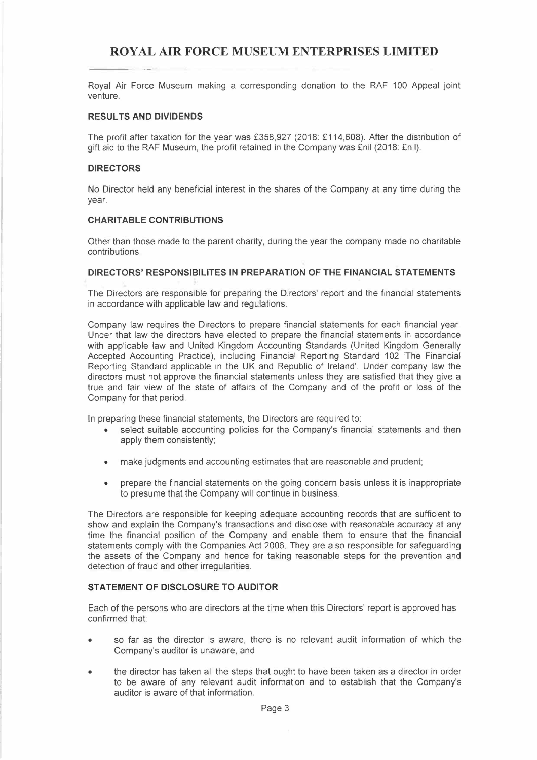Royal Air Force Museum making a corresponding donation to the RAF 100 Appeal joint venture.

## RESULTS AND DIVIDENDS

The profit after taxation for the year was £358,927 (2018: £114,608). After the distribution of gift aid to the RAF Museum, the profit retained in the Company was £nil (2018: £nil).

## DIRECTORS

No Director held any beneficial interest in the shares of the Company at any time during the year.

## CHARITABLE CONTRIBUTIONS

Other than those made to the parent charity, during the year the company made no charitable contributions.

## DIRECTORS' RESPONSIBILITES IN PREPARATION OF THE FINANCIAL STATEMENTS

The Directors are responsible for preparing the Directors' report and the financial statements in accordance with applicable law and regulations.

Company law requires the Directors to prepare financial statements for each financial year. Under that law the directors have elected to prepare the financial statements in accordance with applicable law and United Kingdom Accounting Standards (United Kingdom Generally Accepted Accounting Practice), including Financial Reporting Standard 102 'The Financial Reporting Standard applicable in the UK and Republic of Ireland'. Under company law the directors must not approve the financial statements unless they are satisfied that they give a true and fair view of the state of affairs of the Company and of the profit or loss of the Company for that period.

In preparing these financial statements, the Directors are required to:

- select suitable accounting policies for the Company's financial statements and then apply them consistently;
- make judgments and accounting estimates that are reasonable and prudent;
- prepare the financial statements on the going concern basis unless it is inappropriate to presume that the Company will continue in business.

The Directors are responsible for keeping adequate accounting records that are sufficient to show and explain the Company's transactions and disclose with reasonable accuracy at any time the financial position of the Company and enable them to ensure that the financial statements comply with the Companies Act 2006. They are also responsible for safeguarding the assets of the Company and hence for taking reasonable steps for the prevention and detection of fraud and other irregularities.

## STATEMENT OF DISCLOSURE TO AUDITOR

Each of the persons who are directors at the time when this Directors' report is approved has confirmed that:

- so far as the director is aware, there is no relevant audit information of which the Company's auditor is unaware, and
- the director has taken all the steps that ought to have been taken as a director in order to be aware of any relevant audit information and to establish that the Company's auditor is aware of that information.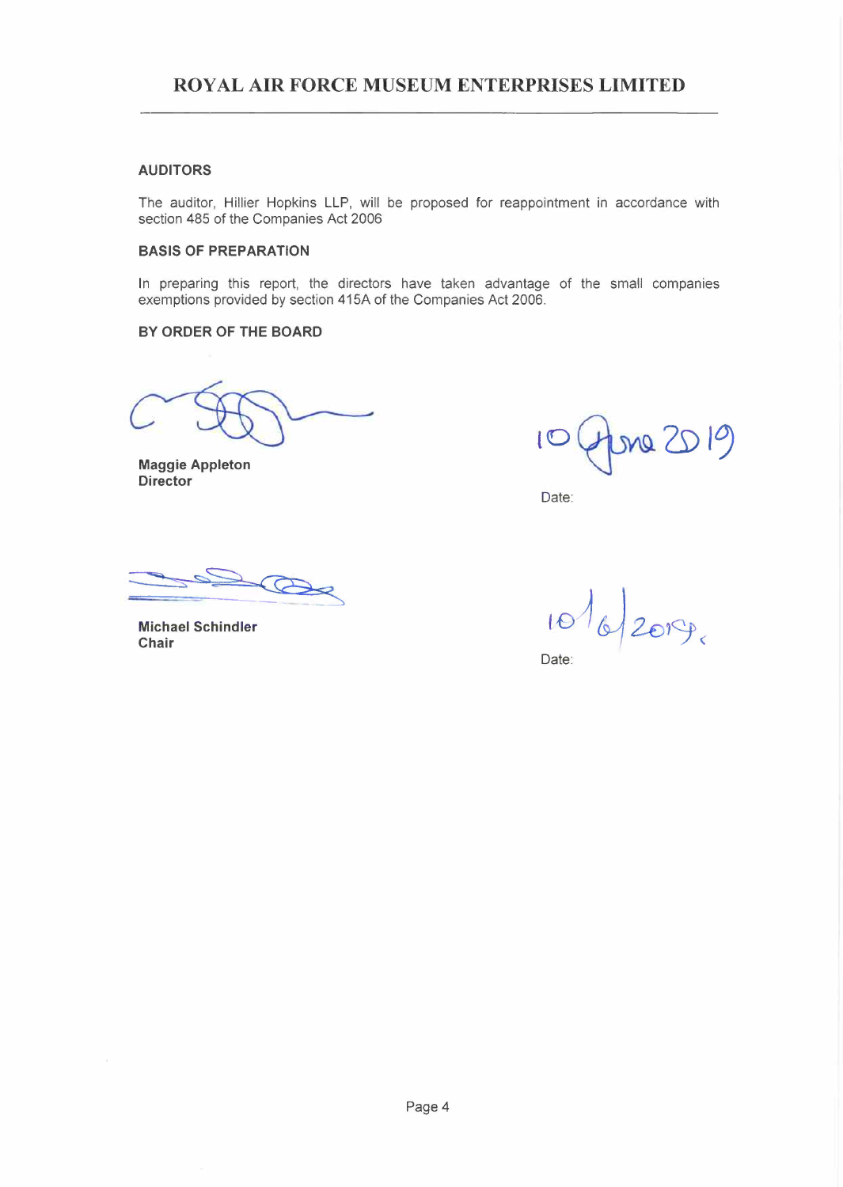## ROYAL AIR FORCE MUSEUM ENTERPRISES LIMITED

**AUDITORS**

The auditor, Hillier Hopkins LLP, will be proposed for reappointment in accordance with section 485 of the Companies Act 2006

**BASIS OF PREPARATION**

In preparing this report, the directors have taken advantage of the small companies exemptions provided by section 415A of the Companies Act 2006.

**BY ORDER OF THE BOARD**

**Maggie Appleton**
**Director**

Date: 10 June 2019

**Michael Schindler**
**Chair**

Date: 10/6/2019.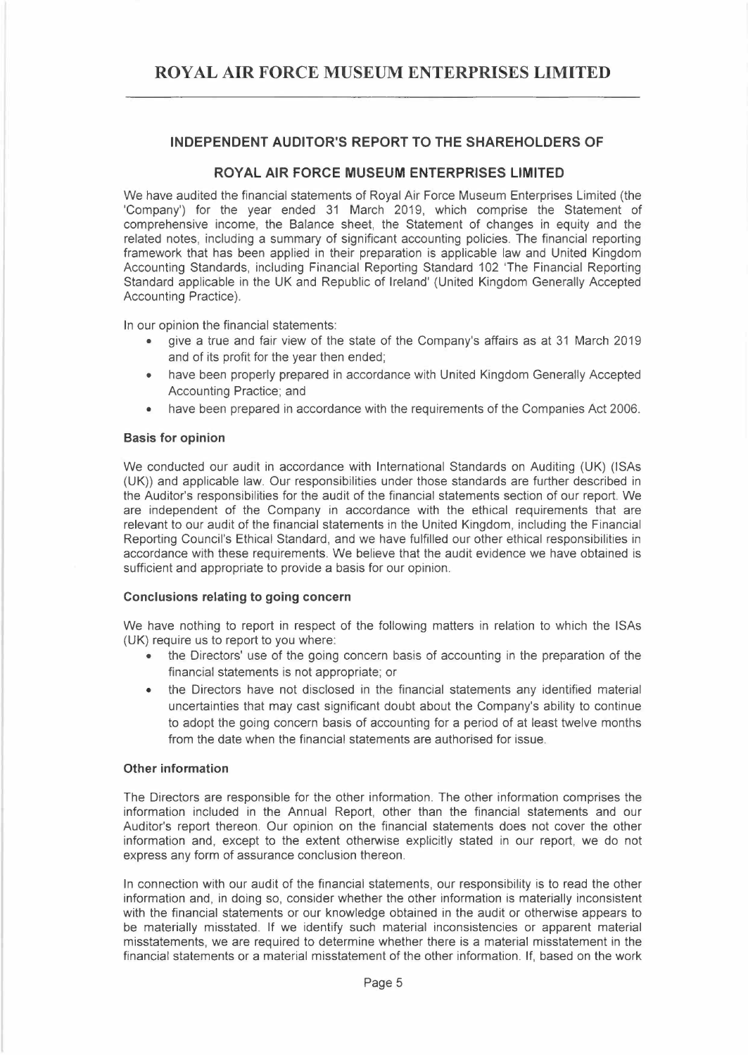## INDEPENDENT AUDITOR'S REPORT TO THE SHAREHOLDERS OF

## ROYAL AIR FORCE MUSEUM ENTERPRISES LIMITED

We have audited the financial statements of Royal Air Force Museum Enterprises Limited (the 'Company') for the year ended 31 March 2019, which comprise the Statement of comprehensive income, the Balance sheet, the Statement of changes in equity and the related notes, including a summary of significant accounting policies. The financial reporting framework that has been applied in their preparation is applicable law and United Kingdom Accounting Standards, including Financial Reporting Standard 102 'The Financial Reporting Standard applicable in the UK and Republic of Ireland' (United Kingdom Generally Accepted Accounting Practice).

In our opinion the financial statements:

- give a true and fair view of the state of the Company's affairs as at 31 March 2019 and of its profit for the year then ended;
- have been properly prepared in accordance with United Kingdom Generally Accepted Accounting Practice; and
- have been prepared in accordance with the requirements of the Companies Act 2006.

**Basis for opinion**

We conducted our audit in accordance with International Standards on Auditing (UK) (ISAs (UK)) and applicable law. Our responsibilities under those standards are further described in the Auditor's responsibilities for the audit of the financial statements section of our report. We are independent of the Company in accordance with the ethical requirements that are relevant to our audit of the financial statements in the United Kingdom, including the Financial Reporting Council's Ethical Standard, and we have fulfilled our other ethical responsibilities in accordance with these requirements. We believe that the audit evidence we have obtained is sufficient and appropriate to provide a basis for our opinion.

**Conclusions relating to going concern**

We have nothing to report in respect of the following matters in relation to which the ISAs (UK) require us to report to you where:

- the Directors' use of the going concern basis of accounting in the preparation of the financial statements is not appropriate; or
- the Directors have not disclosed in the financial statements any identified material uncertainties that may cast significant doubt about the Company's ability to continue to adopt the going concern basis of accounting for a period of at least twelve months from the date when the financial statements are authorised for issue.

**Other information**

The Directors are responsible for the other information. The other information comprises the information included in the Annual Report, other than the financial statements and our Auditor's report thereon. Our opinion on the financial statements does not cover the other information and, except to the extent otherwise explicitly stated in our report, we do not express any form of assurance conclusion thereon.

In connection with our audit of the financial statements, our responsibility is to read the other information and, in doing so, consider whether the other information is materially inconsistent with the financial statements or our knowledge obtained in the audit or otherwise appears to be materially misstated. If we identify such material inconsistencies or apparent material misstatements, we are required to determine whether there is a material misstatement in the financial statements or a material misstatement of the other information. If, based on the work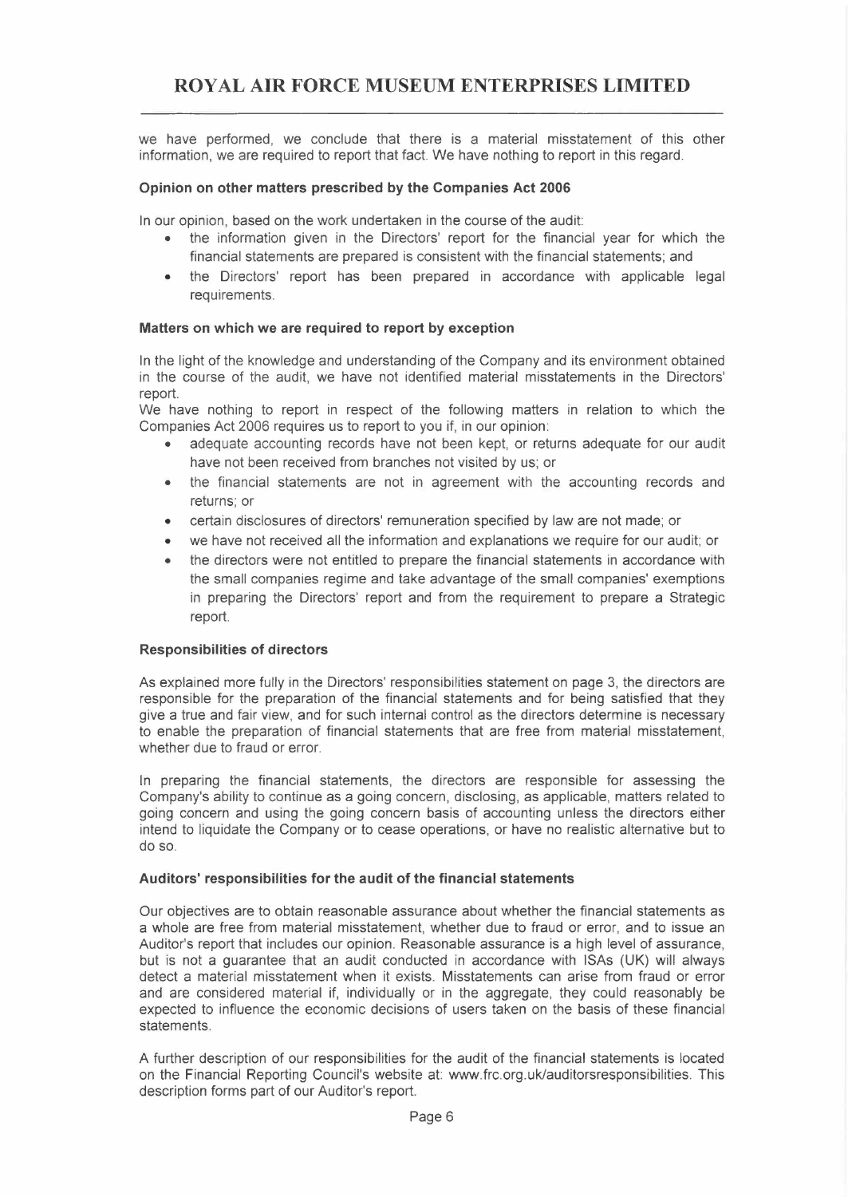we have performed, we conclude that there is a material misstatement of this other information, we are required to report that fact. We have nothing to report in this regard.

### Opinion on other matters prescribed by the Companies Act 2006

In our opinion, based on the work undertaken in the course of the audit:

- the information given in the Directors' report for the financial year for which the financial statements are prepared is consistent with the financial statements; and
- the Directors' report has been prepared in accordance with applicable legal requirements.

### Matters on which we are required to report by exception

In the light of the knowledge and understanding of the Company and its environment obtained in the course of the audit, we have not identified material misstatements in the Directors' report.

We have nothing to report in respect of the following matters in relation to which the Companies Act 2006 requires us to report to you if, in our opinion:

- adequate accounting records have not been kept, or returns adequate for our audit have not been received from branches not visited by us; or
- the financial statements are not in agreement with the accounting records and returns; or
- certain disclosures of directors' remuneration specified by law are not made; or
- we have not received all the information and explanations we require for our audit; or
- the directors were not entitled to prepare the financial statements in accordance with the small companies regime and take advantage of the small companies' exemptions in preparing the Directors' report and from the requirement to prepare a Strategic report.

### Responsibilities of directors

As explained more fully in the Directors' responsibilities statement on page 3, the directors are responsible for the preparation of the financial statements and for being satisfied that they give a true and fair view, and for such internal control as the directors determine is necessary to enable the preparation of financial statements that are free from material misstatement, whether due to fraud or error.

In preparing the financial statements, the directors are responsible for assessing the Company's ability to continue as a going concern, disclosing, as applicable, matters related to going concern and using the going concern basis of accounting unless the directors either intend to liquidate the Company or to cease operations, or have no realistic alternative but to do so.

### Auditors' responsibilities for the audit of the financial statements

Our objectives are to obtain reasonable assurance about whether the financial statements as a whole are free from material misstatement, whether due to fraud or error, and to issue an Auditor's report that includes our opinion. Reasonable assurance is a high level of assurance, but is not a guarantee that an audit conducted in accordance with ISAs (UK) will always detect a material misstatement when it exists. Misstatements can arise from fraud or error and are considered material if, individually or in the aggregate, they could reasonably be expected to influence the economic decisions of users taken on the basis of these financial statements.

A further description of our responsibilities for the audit of the financial statements is located on the Financial Reporting Council's website at: www.frc.org.uk/auditorsresponsibilities. This description forms part of our Auditor's report.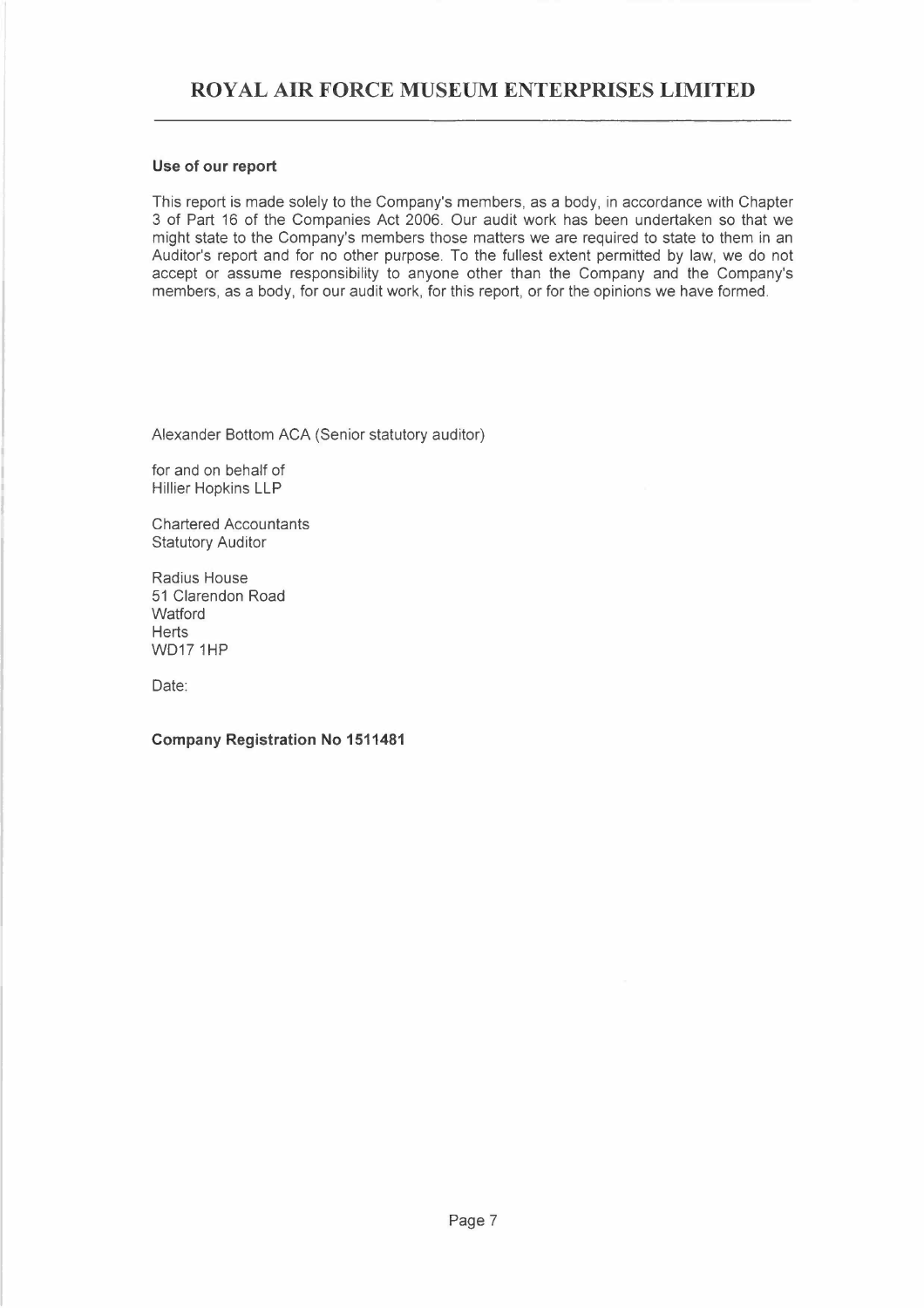#### Use of our report

This report is made solely to the Company's members, as a body, in accordance with Chapter 3 of Part 16 of the Companies Act 2006. Our audit work has been undertaken so that we might state to the Company's members those matters we are required to state to them in an Auditor's report and for no other purpose. To the fullest extent permitted by law, we do not accept or assume responsibility to anyone other than the Company and the Company's members, as a body, for our audit work, for this report, or for the opinions we have formed.

Alexander Bottom ACA (Senior statutory auditor)

for and on behalf of
Hillier Hopkins LLP

Chartered Accountants
Statutory Auditor

Radius House
51 Clarendon Road
Watford
Herts
WD17 1HP

Date:

**Company Registration No 1511481**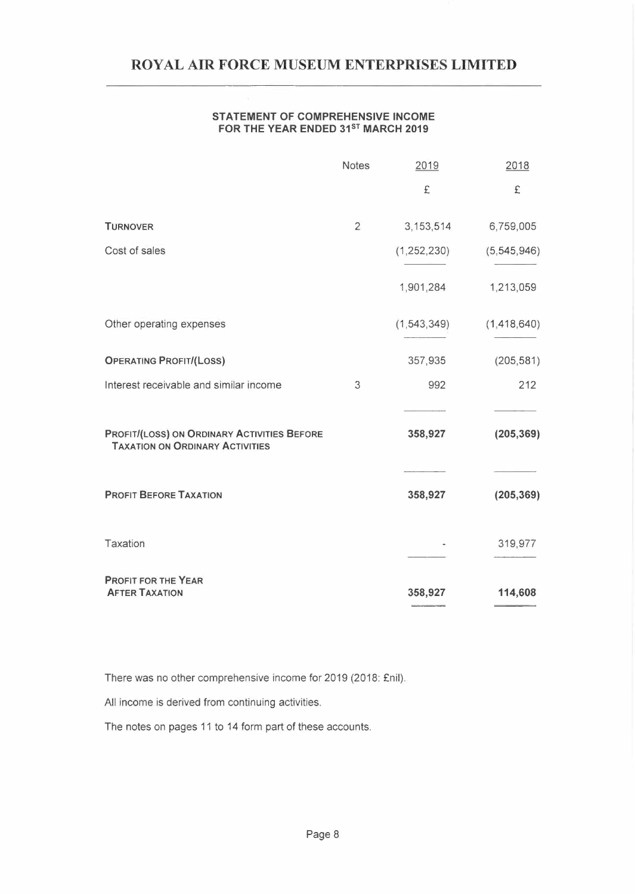# ROYAL AIR FORCE MUSEUM ENTERPRISES LIMITED

## STATEMENT OF COMPREHENSIVE INCOME FOR THE YEAR ENDED 31ST MARCH 2019

| | Notes | 2019 | 2018 |
|---|---|---|---|
| | | £ | £ |
| **TURNOVER** | 2 | 3,153,514 | 6,759,005 |
| Cost of sales | | (1,252,230) | (5,545,946) |
| | | 1,901,284 | 1,213,059 |
| Other operating expenses | | (1,543,349) | (1,418,640) |
| **OPERATING PROFIT/(LOSS)** | | 357,935 | (205,581) |
| Interest receivable and similar income | 3 | 992 | 212 |
| **PROFIT/(LOSS) ON ORDINARY ACTIVITIES BEFORE TAXATION ON ORDINARY ACTIVITIES** | | **358,927** | **(205,369)** |
| **PROFIT BEFORE TAXATION** | | **358,927** | **(205,369)** |
| Taxation | | - | 319,977 |
| **PROFIT FOR THE YEAR AFTER TAXATION** | | **358,927** | **114,608** |

There was no other comprehensive income for 2019 (2018: £nil).

All income is derived from continuing activities.

The notes on pages 11 to 14 form part of these accounts.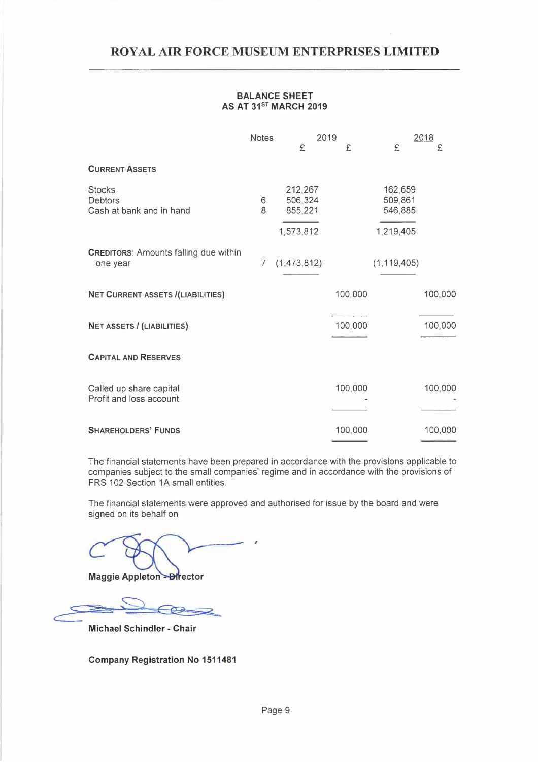# ROYAL AIR FORCE MUSEUM ENTERPRISES LIMITED

## BALANCE SHEET AS AT 31ST MARCH 2019

| | Notes | 2019 £ | 2019 £ | 2018 £ | 2018 £ |
|---|---|---|---|---|---|
| **CURRENT ASSETS** | | | | | |
| Stocks | | 212,267 | | 162,659 | |
| Debtors | 6 | 506,324 | | 509,861 | |
| Cash at bank and in hand | 8 | 855,221 | | 546,885 | |
| | | 1,573,812 | | 1,219,405 | |
| **CREDITORS**: Amounts falling due within one year | 7 | (1,473,812) | | (1,119,405) | |
| **NET CURRENT ASSETS /(LIABILITIES)** | | | 100,000 | | 100,000 |
| **NET ASSETS / (LIABILITIES)** | | | 100,000 | | 100,000 |
| **CAPITAL AND RESERVES** | | | | | |
| Called up share capital | | | 100,000 | | 100,000 |
| Profit and loss account | | | - | | - |
| **SHAREHOLDERS' FUNDS** | | | 100,000 | | 100,000 |

The financial statements have been prepared in accordance with the provisions applicable to companies subject to the small companies' regime and in accordance with the provisions of FRS 102 Section 1A small entities.

The financial statements were approved and authorised for issue by the board and were signed on its behalf on

**Maggie Appleton - Director**

**Michael Schindler - Chair**

**Company Registration No 1511481**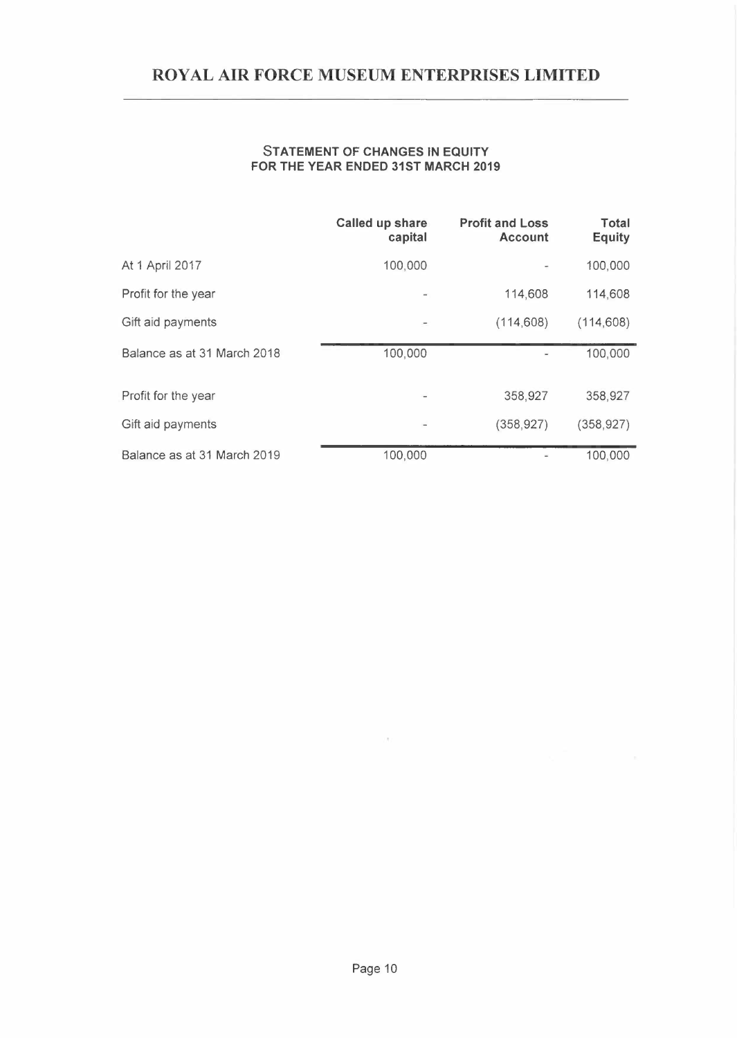# ROYAL AIR FORCE MUSEUM ENTERPRISES LIMITED

## STATEMENT OF CHANGES IN EQUITY FOR THE YEAR ENDED 31ST MARCH 2019

| | Called up share capital | Profit and Loss Account | Total Equity |
|---|---|---|---|
| At 1 April 2017 | 100,000 | - | 100,000 |
| Profit for the year | - | 114,608 | 114,608 |
| Gift aid payments | - | (114,608) | (114,608) |
| Balance as at 31 March 2018 | 100,000 | - | 100,000 |
| Profit for the year | - | 358,927 | 358,927 |
| Gift aid payments | - | (358,927) | (358,927) |
| Balance as at 31 March 2019 | 100,000 | - | 100,000 |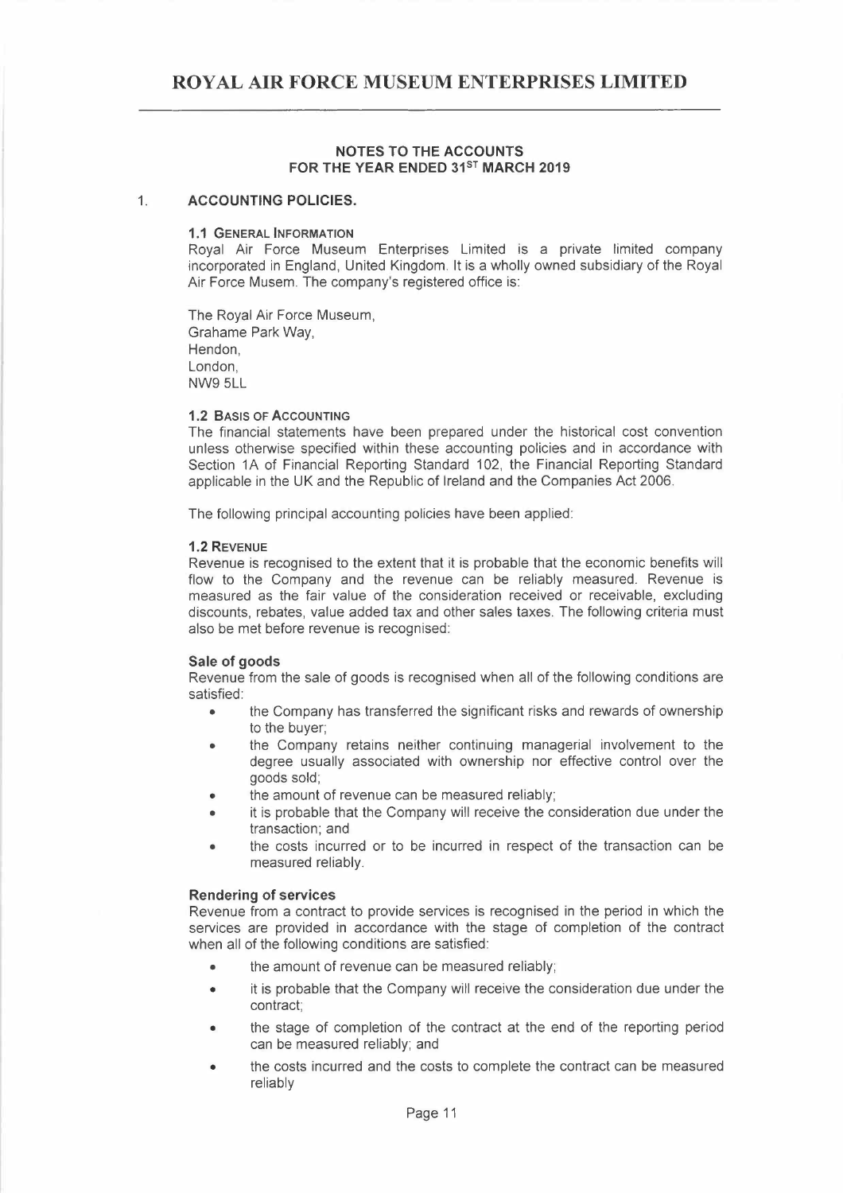# ROYAL AIR FORCE MUSEUM ENTERPRISES LIMITED

## NOTES TO THE ACCOUNTS
## FOR THE YEAR ENDED 31ST MARCH 2019

1. **ACCOUNTING POLICIES.**

### 1.1 General Information

Royal Air Force Museum Enterprises Limited is a private limited company incorporated in England, United Kingdom. It is a wholly owned subsidiary of the Royal Air Force Musem. The company's registered office is:

The Royal Air Force Museum,
Grahame Park Way,
Hendon,
London,
NW9 5LL

### 1.2 Basis of Accounting

The financial statements have been prepared under the historical cost convention unless otherwise specified within these accounting policies and in accordance with Section 1A of Financial Reporting Standard 102, the Financial Reporting Standard applicable in the UK and the Republic of Ireland and the Companies Act 2006.

The following principal accounting policies have been applied:

### 1.2 Revenue

Revenue is recognised to the extent that it is probable that the economic benefits will flow to the Company and the revenue can be reliably measured. Revenue is measured as the fair value of the consideration received or receivable, excluding discounts, rebates, value added tax and other sales taxes. The following criteria must also be met before revenue is recognised:

**Sale of goods**

Revenue from the sale of goods is recognised when all of the following conditions are satisfied:

- the Company has transferred the significant risks and rewards of ownership to the buyer;
- the Company retains neither continuing managerial involvement to the degree usually associated with ownership nor effective control over the goods sold;
- the amount of revenue can be measured reliably;
- it is probable that the Company will receive the consideration due under the transaction; and
- the costs incurred or to be incurred in respect of the transaction can be measured reliably.

**Rendering of services**

Revenue from a contract to provide services is recognised in the period in which the services are provided in accordance with the stage of completion of the contract when all of the following conditions are satisfied:

- the amount of revenue can be measured reliably;
- it is probable that the Company will receive the consideration due under the contract;
- the stage of completion of the contract at the end of the reporting period can be measured reliably; and
- the costs incurred and the costs to complete the contract can be measured reliably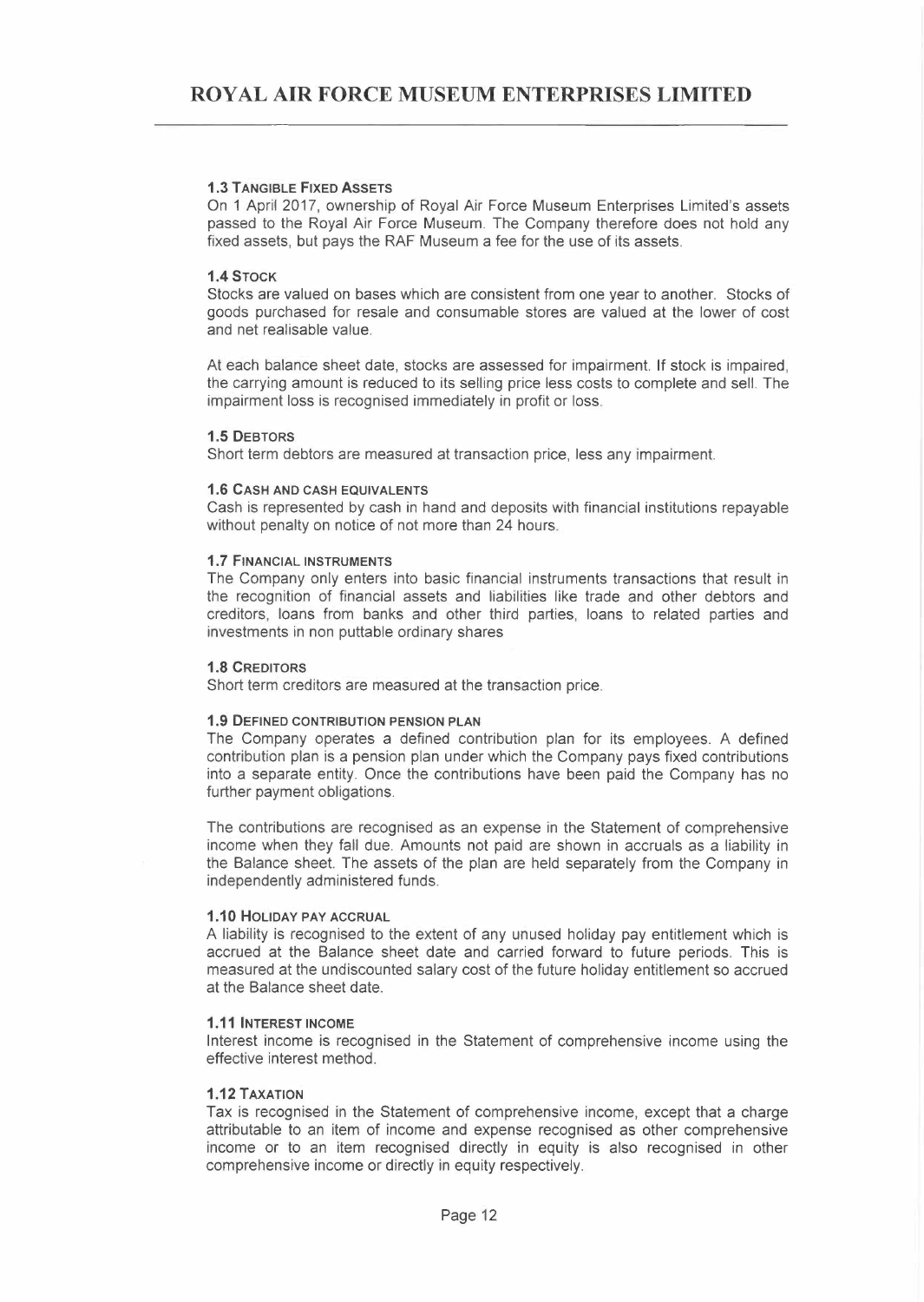### 1.3 Tangible Fixed Assets

On 1 April 2017, ownership of Royal Air Force Museum Enterprises Limited's assets passed to the Royal Air Force Museum. The Company therefore does not hold any fixed assets, but pays the RAF Museum a fee for the use of its assets.

### 1.4 Stock

Stocks are valued on bases which are consistent from one year to another. Stocks of goods purchased for resale and consumable stores are valued at the lower of cost and net realisable value.

At each balance sheet date, stocks are assessed for impairment. If stock is impaired, the carrying amount is reduced to its selling price less costs to complete and sell. The impairment loss is recognised immediately in profit or loss.

### 1.5 Debtors

Short term debtors are measured at transaction price, less any impairment.

### 1.6 Cash and cash equivalents

Cash is represented by cash in hand and deposits with financial institutions repayable without penalty on notice of not more than 24 hours.

### 1.7 Financial instruments

The Company only enters into basic financial instruments transactions that result in the recognition of financial assets and liabilities like trade and other debtors and creditors, loans from banks and other third parties, loans to related parties and investments in non puttable ordinary shares

### 1.8 Creditors

Short term creditors are measured at the transaction price.

### 1.9 Defined contribution pension plan

The Company operates a defined contribution plan for its employees. A defined contribution plan is a pension plan under which the Company pays fixed contributions into a separate entity. Once the contributions have been paid the Company has no further payment obligations.

The contributions are recognised as an expense in the Statement of comprehensive income when they fall due. Amounts not paid are shown in accruals as a liability in the Balance sheet. The assets of the plan are held separately from the Company in independently administered funds.

### 1.10 Holiday pay accrual

A liability is recognised to the extent of any unused holiday pay entitlement which is accrued at the Balance sheet date and carried forward to future periods. This is measured at the undiscounted salary cost of the future holiday entitlement so accrued at the Balance sheet date.

### 1.11 Interest income

Interest income is recognised in the Statement of comprehensive income using the effective interest method.

### 1.12 Taxation

Tax is recognised in the Statement of comprehensive income, except that a charge attributable to an item of income and expense recognised as other comprehensive income or to an item recognised directly in equity is also recognised in other comprehensive income or directly in equity respectively.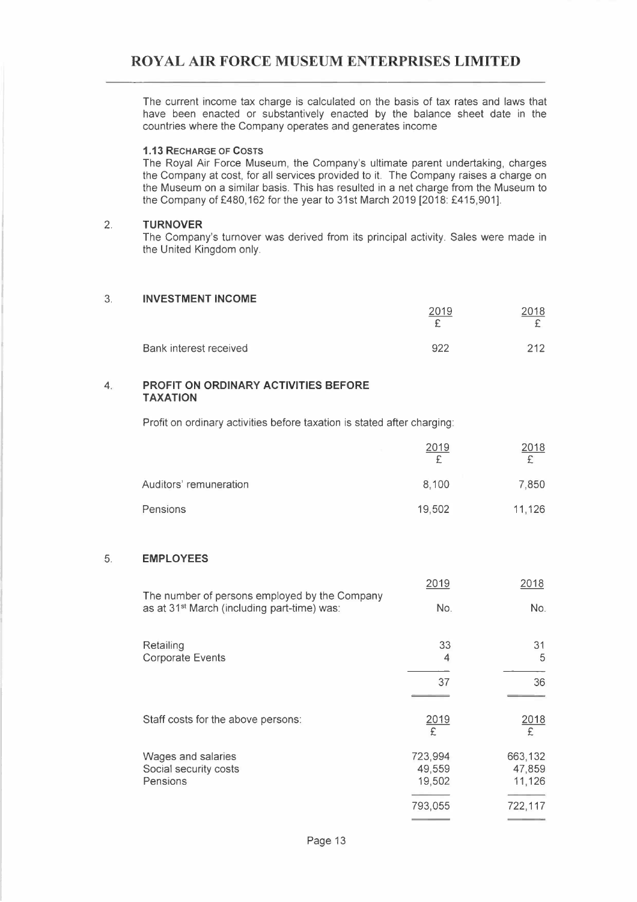The current income tax charge is calculated on the basis of tax rates and laws that have been enacted or substantively enacted by the balance sheet date in the countries where the Company operates and generates income

### 1.13 Recharge of Costs

The Royal Air Force Museum, the Company's ultimate parent undertaking, charges the Company at cost, for all services provided to it. The Company raises a charge on the Museum on a similar basis. This has resulted in a net charge from the Museum to the Company of £480,162 for the year to 31st March 2019 [2018: £415,901].

## 2. TURNOVER

The Company's turnover was derived from its principal activity. Sales were made in the United Kingdom only.

## 3. INVESTMENT INCOME

| | 2019 £ | 2018 £ |
|---|---|---|
| Bank interest received | 922 | 212 |

## 4. PROFIT ON ORDINARY ACTIVITIES BEFORE TAXATION

Profit on ordinary activities before taxation is stated after charging:

| | 2019 £ | 2018 £ |
|---|---|---|
| Auditors' remuneration | 8,100 | 7,850 |
| Pensions | 19,502 | 11,126 |

## 5. EMPLOYEES

| The number of persons employed by the Company as at 31st March (including part-time) was: | 2019 No. | 2018 No. |
|---|---|---|
| Retailing | 33 | 31 |
| Corporate Events | 4 | 5 |
| | 37 | 36 |

| Staff costs for the above persons: | 2019 £ | 2018 £ |
|---|---|---|
| Wages and salaries | 723,994 | 663,132 |
| Social security costs | 49,559 | 47,859 |
| Pensions | 19,502 | 11,126 |
| | 793,055 | 722,117 |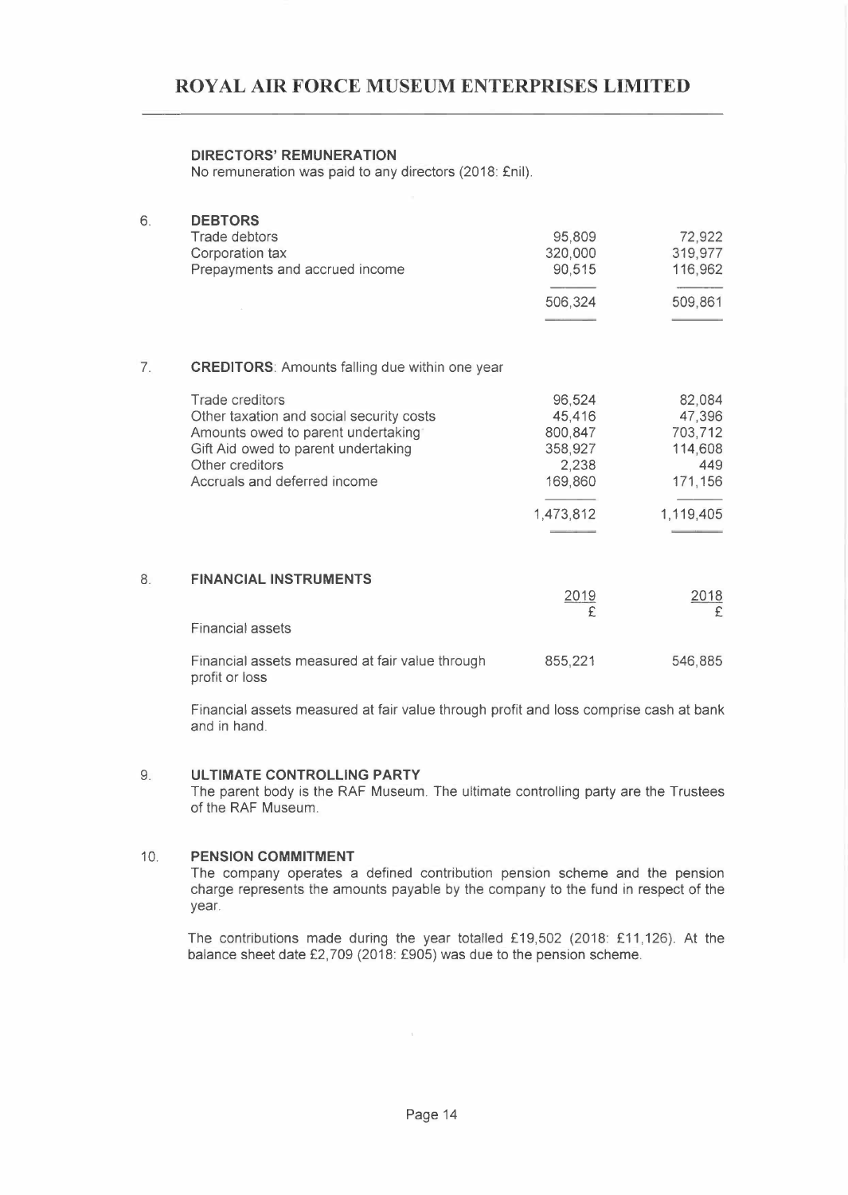**DIRECTORS' REMUNERATION**

No remuneration was paid to any directors (2018: £nil).

## 6. DEBTORS

| | | |
|---|---|---|
| Trade debtors | 95,809 | 72,922 |
| Corporation tax | 320,000 | 319,977 |
| Prepayments and accrued income | 90,515 | 116,962 |
| | 506,324 | 509,861 |

## 7. CREDITORS: Amounts falling due within one year

| | | |
|---|---|---|
| Trade creditors | 96,524 | 82,084 |
| Other taxation and social security costs | 45,416 | 47,396 |
| Amounts owed to parent undertaking | 800,847 | 703,712 |
| Gift Aid owed to parent undertaking | 358,927 | 114,608 |
| Other creditors | 2,238 | 449 |
| Accruals and deferred income | 169,860 | 171,156 |
| | 1,473,812 | 1,119,405 |

## 8. FINANCIAL INSTRUMENTS

| | 2019<br>£ | 2018<br>£ |
|---|---|---|
| Financial assets | | |
| Financial assets measured at fair value through profit or loss | 855,221 | 546,885 |

Financial assets measured at fair value through profit and loss comprise cash at bank and in hand.

## 9. ULTIMATE CONTROLLING PARTY

The parent body is the RAF Museum. The ultimate controlling party are the Trustees of the RAF Museum.

## 10. PENSION COMMITMENT

The company operates a defined contribution pension scheme and the pension charge represents the amounts payable by the company to the fund in respect of the year.

The contributions made during the year totalled £19,502 (2018: £11,126). At the balance sheet date £2,709 (2018: £905) was due to the pension scheme.